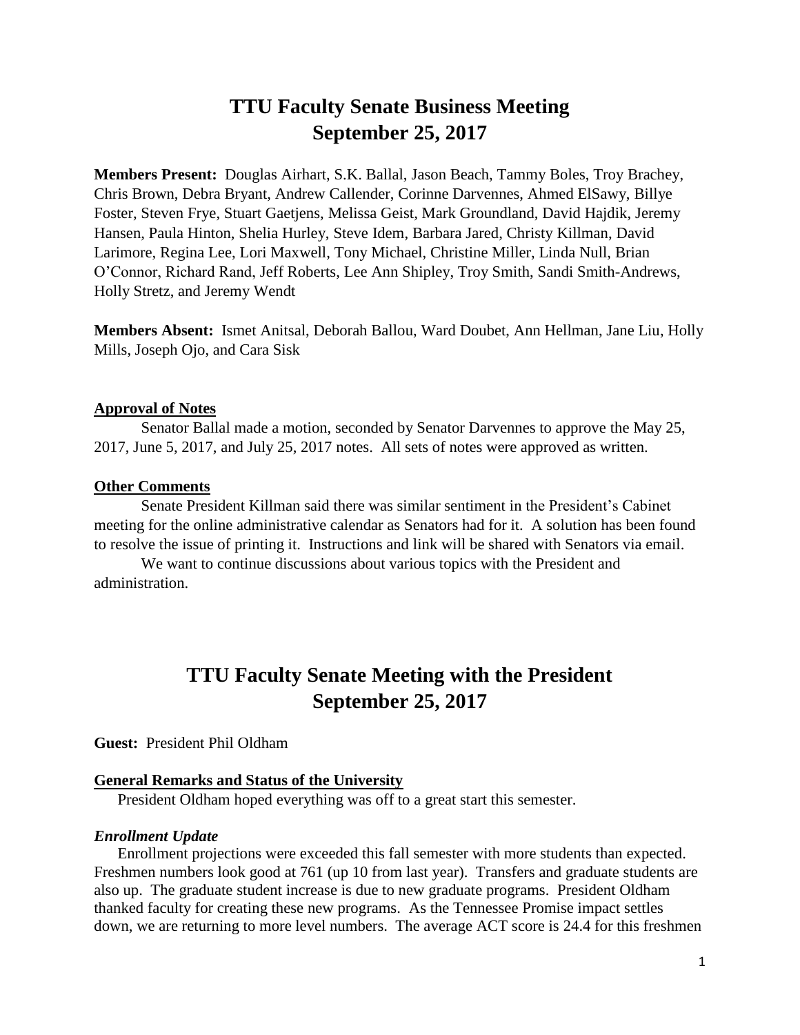# TTU Faculty Senate Business Meeting
# September 25, 2017

**Members Present:** Douglas Airhart, S.K. Ballal, Jason Beach, Tammy Boles, Troy Brachey, Chris Brown, Debra Bryant, Andrew Callender, Corinne Darvennes, Ahmed ElSawy, Billye Foster, Steven Frye, Stuart Gaetjens, Melissa Geist, Mark Groundland, David Hajdik, Jeremy Hansen, Paula Hinton, Shelia Hurley, Steve Idem, Barbara Jared, Christy Killman, David Larimore, Regina Lee, Lori Maxwell, Tony Michael, Christine Miller, Linda Null, Brian O'Connor, Richard Rand, Jeff Roberts, Lee Ann Shipley, Troy Smith, Sandi Smith-Andrews, Holly Stretz, and Jeremy Wendt

**Members Absent:** Ismet Anitsal, Deborah Ballou, Ward Doubet, Ann Hellman, Jane Liu, Holly Mills, Joseph Ojo, and Cara Sisk

**Approval of Notes**

Senator Ballal made a motion, seconded by Senator Darvennes to approve the May 25, 2017, June 5, 2017, and July 25, 2017 notes. All sets of notes were approved as written.

**Other Comments**

Senate President Killman said there was similar sentiment in the President's Cabinet meeting for the online administrative calendar as Senators had for it. A solution has been found to resolve the issue of printing it. Instructions and link will be shared with Senators via email.

We want to continue discussions about various topics with the President and administration.

# TTU Faculty Senate Meeting with the President
# September 25, 2017

**Guest:** President Phil Oldham

**General Remarks and Status of the University**

President Oldham hoped everything was off to a great start this semester.

***Enrollment Update***

Enrollment projections were exceeded this fall semester with more students than expected. Freshmen numbers look good at 761 (up 10 from last year). Transfers and graduate students are also up. The graduate student increase is due to new graduate programs. President Oldham thanked faculty for creating these new programs. As the Tennessee Promise impact settles down, we are returning to more level numbers. The average ACT score is 24.4 for this freshmen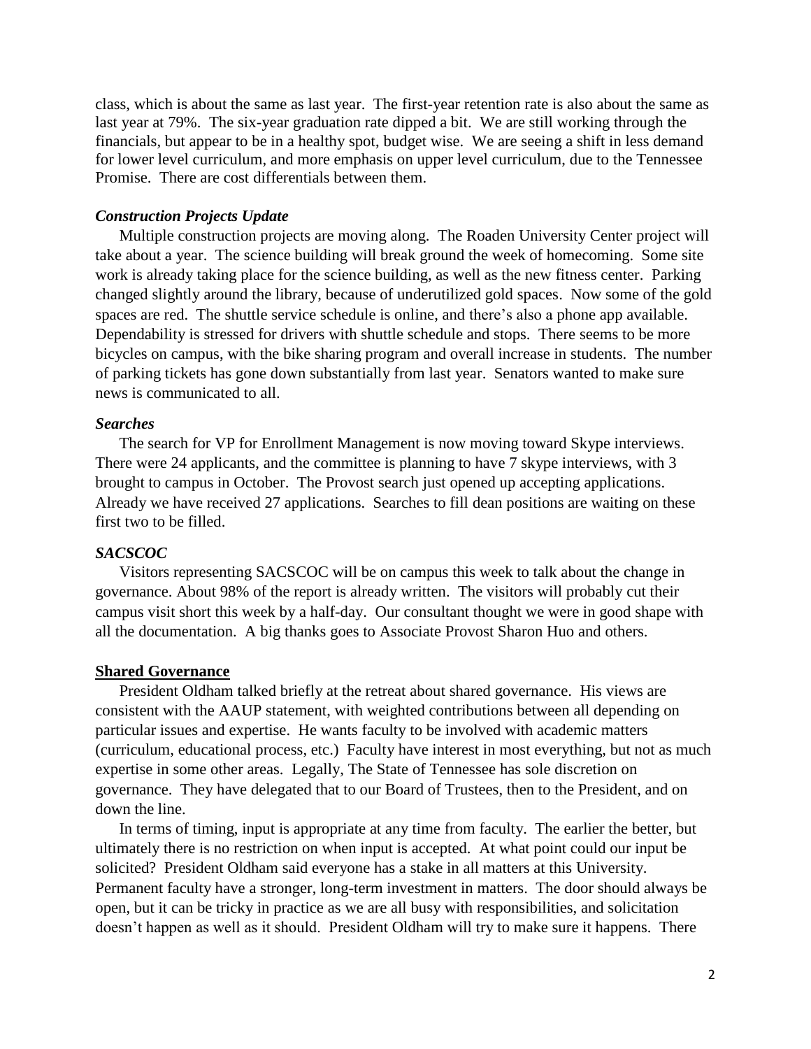class, which is about the same as last year. The first-year retention rate is also about the same as last year at 79%. The six-year graduation rate dipped a bit. We are still working through the financials, but appear to be in a healthy spot, budget wise. We are seeing a shift in less demand for lower level curriculum, and more emphasis on upper level curriculum, due to the Tennessee Promise. There are cost differentials between them.

### *Construction Projects Update*

Multiple construction projects are moving along. The Roaden University Center project will take about a year. The science building will break ground the week of homecoming. Some site work is already taking place for the science building, as well as the new fitness center. Parking changed slightly around the library, because of underutilized gold spaces. Now some of the gold spaces are red. The shuttle service schedule is online, and there's also a phone app available. Dependability is stressed for drivers with shuttle schedule and stops. There seems to be more bicycles on campus, with the bike sharing program and overall increase in students. The number of parking tickets has gone down substantially from last year. Senators wanted to make sure news is communicated to all.

### *Searches*

The search for VP for Enrollment Management is now moving toward Skype interviews. There were 24 applicants, and the committee is planning to have 7 skype interviews, with 3 brought to campus in October. The Provost search just opened up accepting applications. Already we have received 27 applications. Searches to fill dean positions are waiting on these first two to be filled.

### *SACSCOC*

Visitors representing SACSCOC will be on campus this week to talk about the change in governance. About 98% of the report is already written. The visitors will probably cut their campus visit short this week by a half-day. Our consultant thought we were in good shape with all the documentation. A big thanks goes to Associate Provost Sharon Huo and others.

## **Shared Governance**

President Oldham talked briefly at the retreat about shared governance. His views are consistent with the AAUP statement, with weighted contributions between all depending on particular issues and expertise. He wants faculty to be involved with academic matters (curriculum, educational process, etc.) Faculty have interest in most everything, but not as much expertise in some other areas. Legally, The State of Tennessee has sole discretion on governance. They have delegated that to our Board of Trustees, then to the President, and on down the line.

In terms of timing, input is appropriate at any time from faculty. The earlier the better, but ultimately there is no restriction on when input is accepted. At what point could our input be solicited? President Oldham said everyone has a stake in all matters at this University. Permanent faculty have a stronger, long-term investment in matters. The door should always be open, but it can be tricky in practice as we are all busy with responsibilities, and solicitation doesn't happen as well as it should. President Oldham will try to make sure it happens. There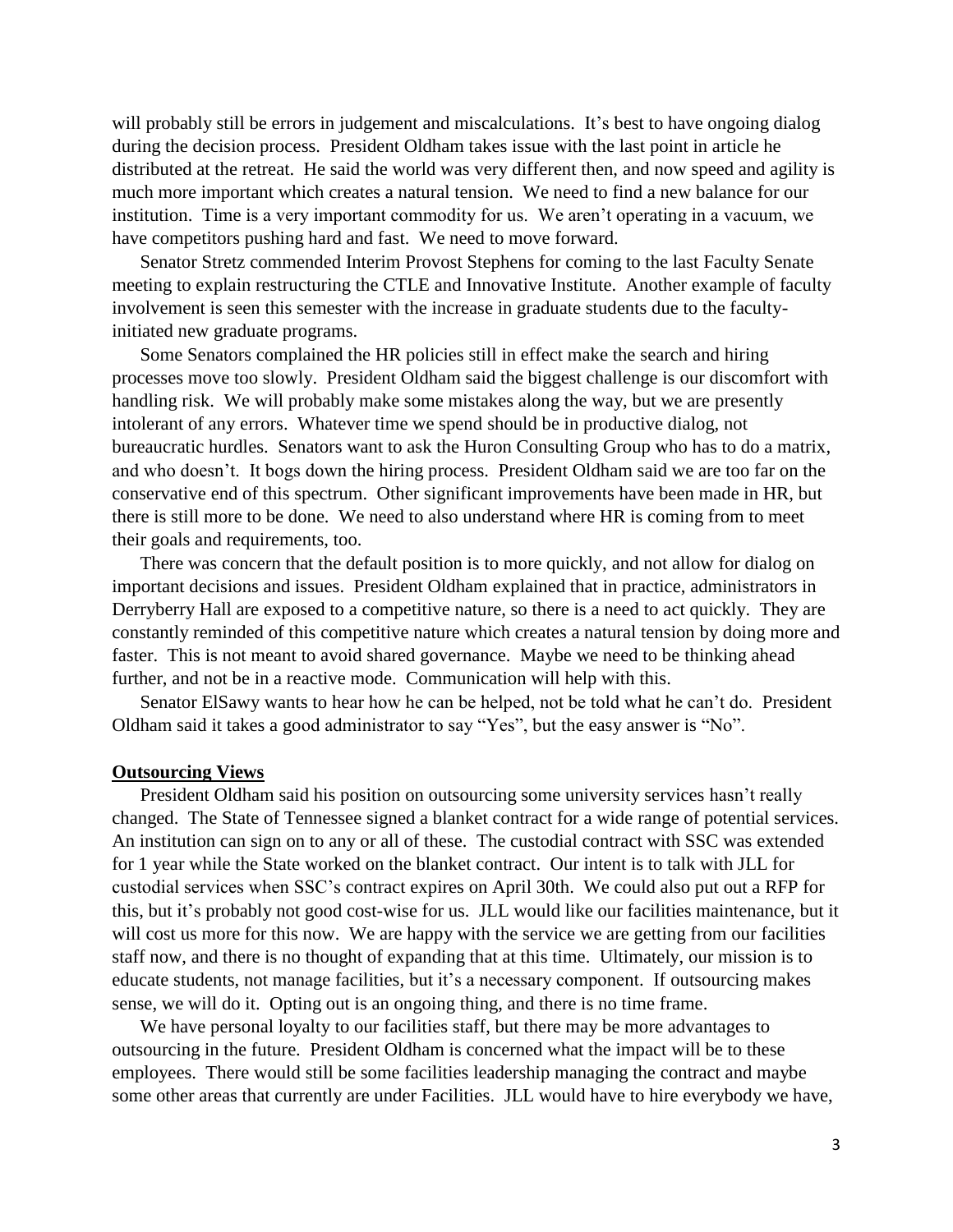will probably still be errors in judgement and miscalculations. It's best to have ongoing dialog during the decision process. President Oldham takes issue with the last point in article he distributed at the retreat. He said the world was very different then, and now speed and agility is much more important which creates a natural tension. We need to find a new balance for our institution. Time is a very important commodity for us. We aren't operating in a vacuum, we have competitors pushing hard and fast. We need to move forward.

Senator Stretz commended Interim Provost Stephens for coming to the last Faculty Senate meeting to explain restructuring the CTLE and Innovative Institute. Another example of faculty involvement is seen this semester with the increase in graduate students due to the faculty-initiated new graduate programs.

Some Senators complained the HR policies still in effect make the search and hiring processes move too slowly. President Oldham said the biggest challenge is our discomfort with handling risk. We will probably make some mistakes along the way, but we are presently intolerant of any errors. Whatever time we spend should be in productive dialog, not bureaucratic hurdles. Senators want to ask the Huron Consulting Group who has to do a matrix, and who doesn't. It bogs down the hiring process. President Oldham said we are too far on the conservative end of this spectrum. Other significant improvements have been made in HR, but there is still more to be done. We need to also understand where HR is coming from to meet their goals and requirements, too.

There was concern that the default position is to more quickly, and not allow for dialog on important decisions and issues. President Oldham explained that in practice, administrators in Derryberry Hall are exposed to a competitive nature, so there is a need to act quickly. They are constantly reminded of this competitive nature which creates a natural tension by doing more and faster. This is not meant to avoid shared governance. Maybe we need to be thinking ahead further, and not be in a reactive mode. Communication will help with this.

Senator ElSawy wants to hear how he can be helped, not be told what he can't do. President Oldham said it takes a good administrator to say "Yes", but the easy answer is "No".

**Outsourcing Views**

President Oldham said his position on outsourcing some university services hasn't really changed. The State of Tennessee signed a blanket contract for a wide range of potential services. An institution can sign on to any or all of these. The custodial contract with SSC was extended for 1 year while the State worked on the blanket contract. Our intent is to talk with JLL for custodial services when SSC's contract expires on April 30th. We could also put out a RFP for this, but it's probably not good cost-wise for us. JLL would like our facilities maintenance, but it will cost us more for this now. We are happy with the service we are getting from our facilities staff now, and there is no thought of expanding that at this time. Ultimately, our mission is to educate students, not manage facilities, but it's a necessary component. If outsourcing makes sense, we will do it. Opting out is an ongoing thing, and there is no time frame.

We have personal loyalty to our facilities staff, but there may be more advantages to outsourcing in the future. President Oldham is concerned what the impact will be to these employees. There would still be some facilities leadership managing the contract and maybe some other areas that currently are under Facilities. JLL would have to hire everybody we have,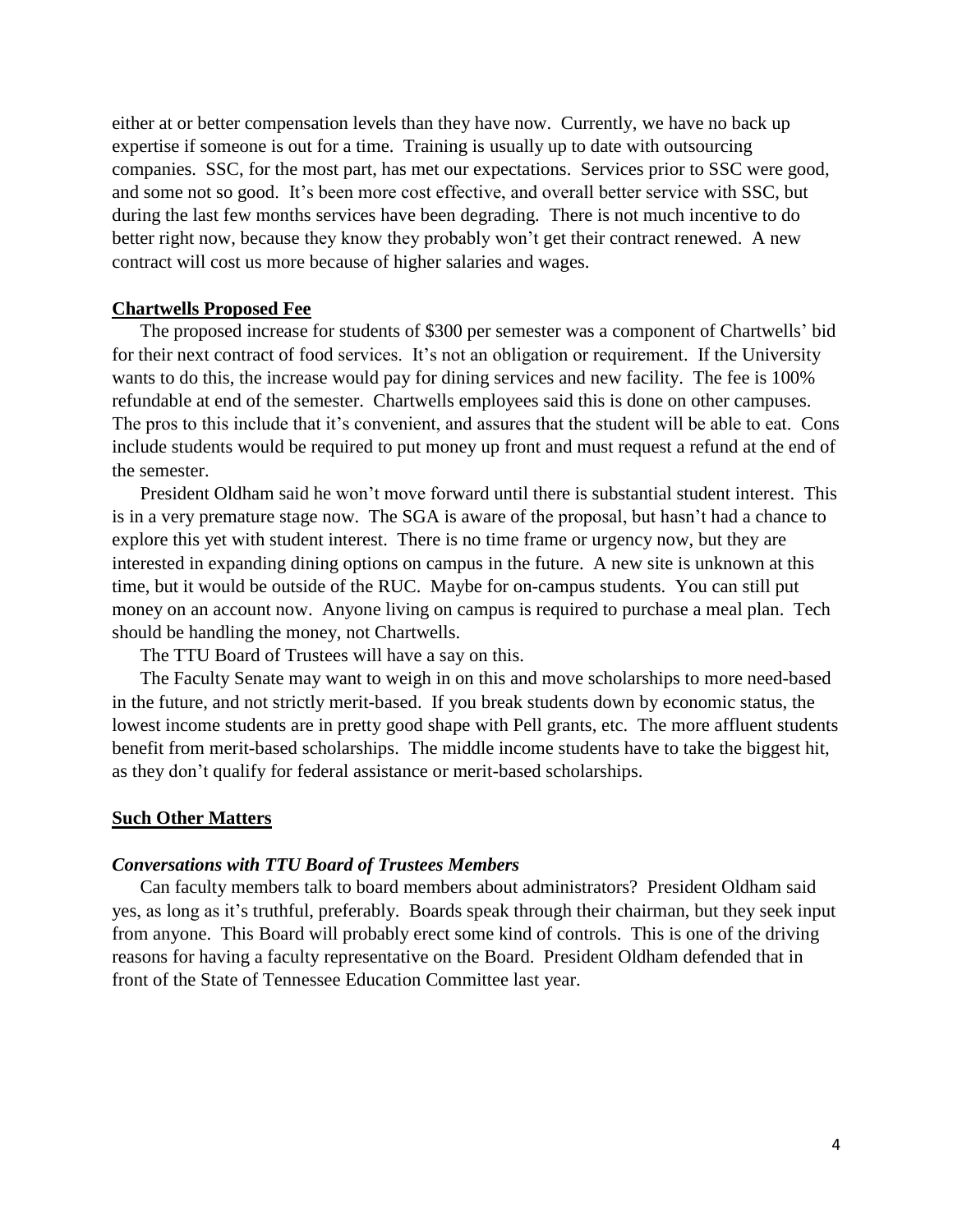either at or better compensation levels than they have now. Currently, we have no back up expertise if someone is out for a time. Training is usually up to date with outsourcing companies. SSC, for the most part, has met our expectations. Services prior to SSC were good, and some not so good. It's been more cost effective, and overall better service with SSC, but during the last few months services have been degrading. There is not much incentive to do better right now, because they know they probably won't get their contract renewed. A new contract will cost us more because of higher salaries and wages.

## **Chartwells Proposed Fee**

The proposed increase for students of $300 per semester was a component of Chartwells' bid for their next contract of food services. It's not an obligation or requirement. If the University wants to do this, the increase would pay for dining services and new facility. The fee is 100% refundable at end of the semester. Chartwells employees said this is done on other campuses. The pros to this include that it's convenient, and assures that the student will be able to eat. Cons include students would be required to put money up front and must request a refund at the end of the semester.

President Oldham said he won't move forward until there is substantial student interest. This is in a very premature stage now. The SGA is aware of the proposal, but hasn't had a chance to explore this yet with student interest. There is no time frame or urgency now, but they are interested in expanding dining options on campus in the future. A new site is unknown at this time, but it would be outside of the RUC. Maybe for on-campus students. You can still put money on an account now. Anyone living on campus is required to purchase a meal plan. Tech should be handling the money, not Chartwells.

The TTU Board of Trustees will have a say on this.

The Faculty Senate may want to weigh in on this and move scholarships to more need-based in the future, and not strictly merit-based. If you break students down by economic status, the lowest income students are in pretty good shape with Pell grants, etc. The more affluent students benefit from merit-based scholarships. The middle income students have to take the biggest hit, as they don't qualify for federal assistance or merit-based scholarships.

## **Such Other Matters**

### ***Conversations with TTU Board of Trustees Members***

Can faculty members talk to board members about administrators? President Oldham said yes, as long as it's truthful, preferably. Boards speak through their chairman, but they seek input from anyone. This Board will probably erect some kind of controls. This is one of the driving reasons for having a faculty representative on the Board. President Oldham defended that in front of the State of Tennessee Education Committee last year.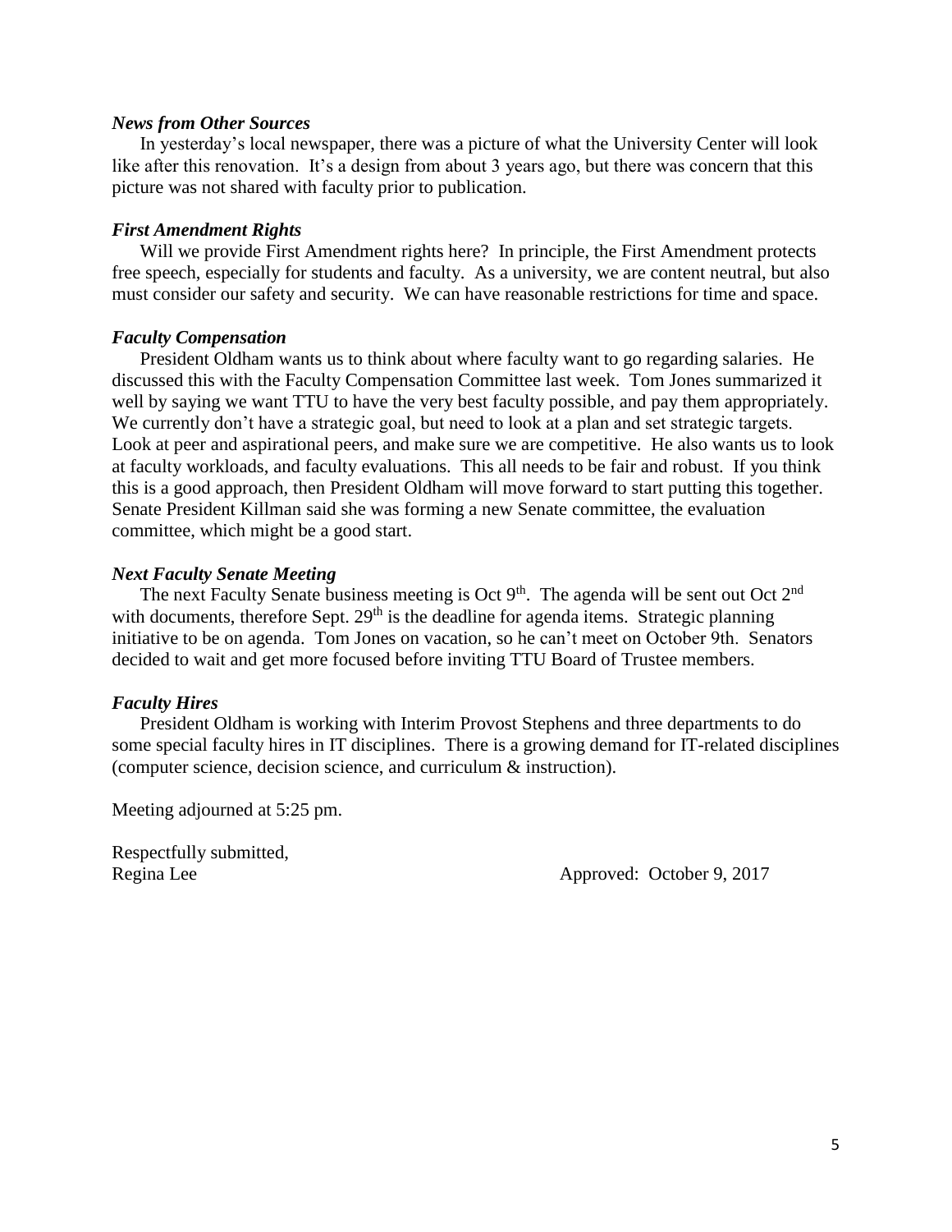***News from Other Sources***

In yesterday's local newspaper, there was a picture of what the University Center will look like after this renovation. It's a design from about 3 years ago, but there was concern that this picture was not shared with faculty prior to publication.

***First Amendment Rights***

Will we provide First Amendment rights here? In principle, the First Amendment protects free speech, especially for students and faculty. As a university, we are content neutral, but also must consider our safety and security. We can have reasonable restrictions for time and space.

***Faculty Compensation***

President Oldham wants us to think about where faculty want to go regarding salaries. He discussed this with the Faculty Compensation Committee last week. Tom Jones summarized it well by saying we want TTU to have the very best faculty possible, and pay them appropriately. We currently don't have a strategic goal, but need to look at a plan and set strategic targets. Look at peer and aspirational peers, and make sure we are competitive. He also wants us to look at faculty workloads, and faculty evaluations. This all needs to be fair and robust. If you think this is a good approach, then President Oldham will move forward to start putting this together. Senate President Killman said she was forming a new Senate committee, the evaluation committee, which might be a good start.

***Next Faculty Senate Meeting***

The next Faculty Senate business meeting is Oct 9th. The agenda will be sent out Oct 2nd with documents, therefore Sept. 29th is the deadline for agenda items. Strategic planning initiative to be on agenda. Tom Jones on vacation, so he can't meet on October 9th. Senators decided to wait and get more focused before inviting TTU Board of Trustee members.

***Faculty Hires***

President Oldham is working with Interim Provost Stephens and three departments to do some special faculty hires in IT disciplines. There is a growing demand for IT-related disciplines (computer science, decision science, and curriculum & instruction).

Meeting adjourned at 5:25 pm.

Respectfully submitted,
Regina Lee

Approved: October 9, 2017